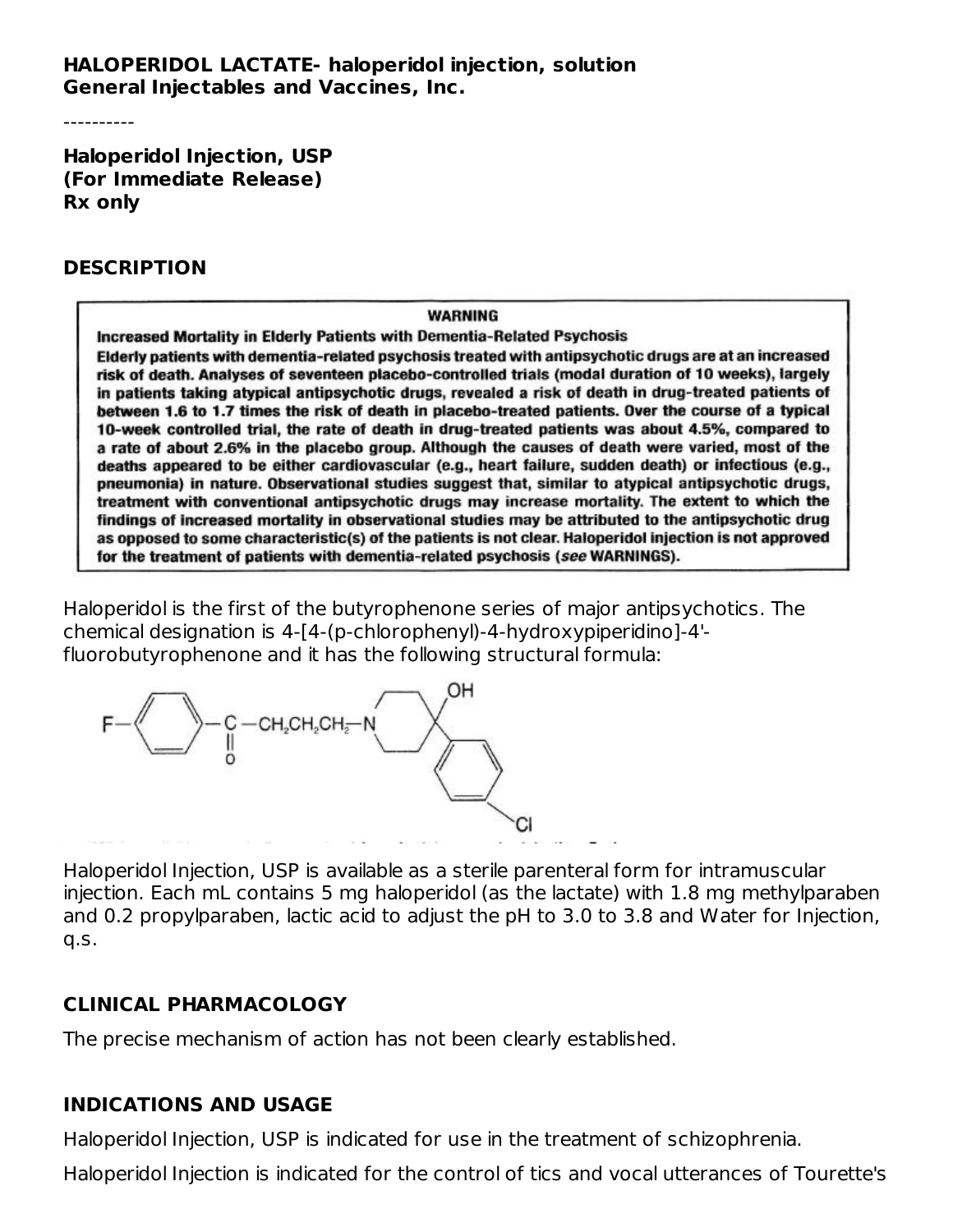**HALOPERIDOL LACTATE- haloperidol injection, solution**
**General Injectables and Vaccines, Inc.**

----------

**Haloperidol Injection, USP**
**(For Immediate Release)**
**Rx only**

## DESCRIPTION

> **WARNING**
>
> **Increased Mortality in Elderly Patients with Dementia-Related Psychosis**
>
> **Elderly patients with dementia-related psychosis treated with antipsychotic drugs are at an increased risk of death. Analyses of seventeen placebo-controlled trials (modal duration of 10 weeks), largely in patients taking atypical antipsychotic drugs, revealed a risk of death in drug-treated patients of between 1.6 to 1.7 times the risk of death in placebo-treated patients. Over the course of a typical 10-week controlled trial, the rate of death in drug-treated patients was about 4.5%, compared to a rate of about 2.6% in the placebo group. Although the causes of death were varied, most of the deaths appeared to be either cardiovascular (e.g., heart failure, sudden death) or infectious (e.g., pneumonia) in nature. Observational studies suggest that, similar to atypical antipsychotic drugs, treatment with conventional antipsychotic drugs may increase mortality. The extent to which the findings of increased mortality in observational studies may be attributed to the antipsychotic drug as opposed to some characteristic(s) of the patients is not clear. Haloperidol injection is not approved for the treatment of patients with dementia-related psychosis (*see* WARNINGS).**

Haloperidol is the first of the butyrophenone series of major antipsychotics. The chemical designation is 4-[4-(p-chlorophenyl)-4-hydroxypiperidino]-4'-fluorobutyrophenone and it has the following structural formula:

F—C₆H₄—C(=O)—$CH_2CH_2CH_2$—N(piperidine)—C(OH)—C₆H₄—Cl

Haloperidol Injection, USP is available as a sterile parenteral form for intramuscular injection. Each mL contains 5 mg haloperidol (as the lactate) with 1.8 mg methylparaben and 0.2 propylparaben, lactic acid to adjust the pH to 3.0 to 3.8 and Water for Injection, q.s.

## CLINICAL PHARMACOLOGY

The precise mechanism of action has not been clearly established.

## INDICATIONS AND USAGE

Haloperidol Injection, USP is indicated for use in the treatment of schizophrenia.

Haloperidol Injection is indicated for the control of tics and vocal utterances of Tourette's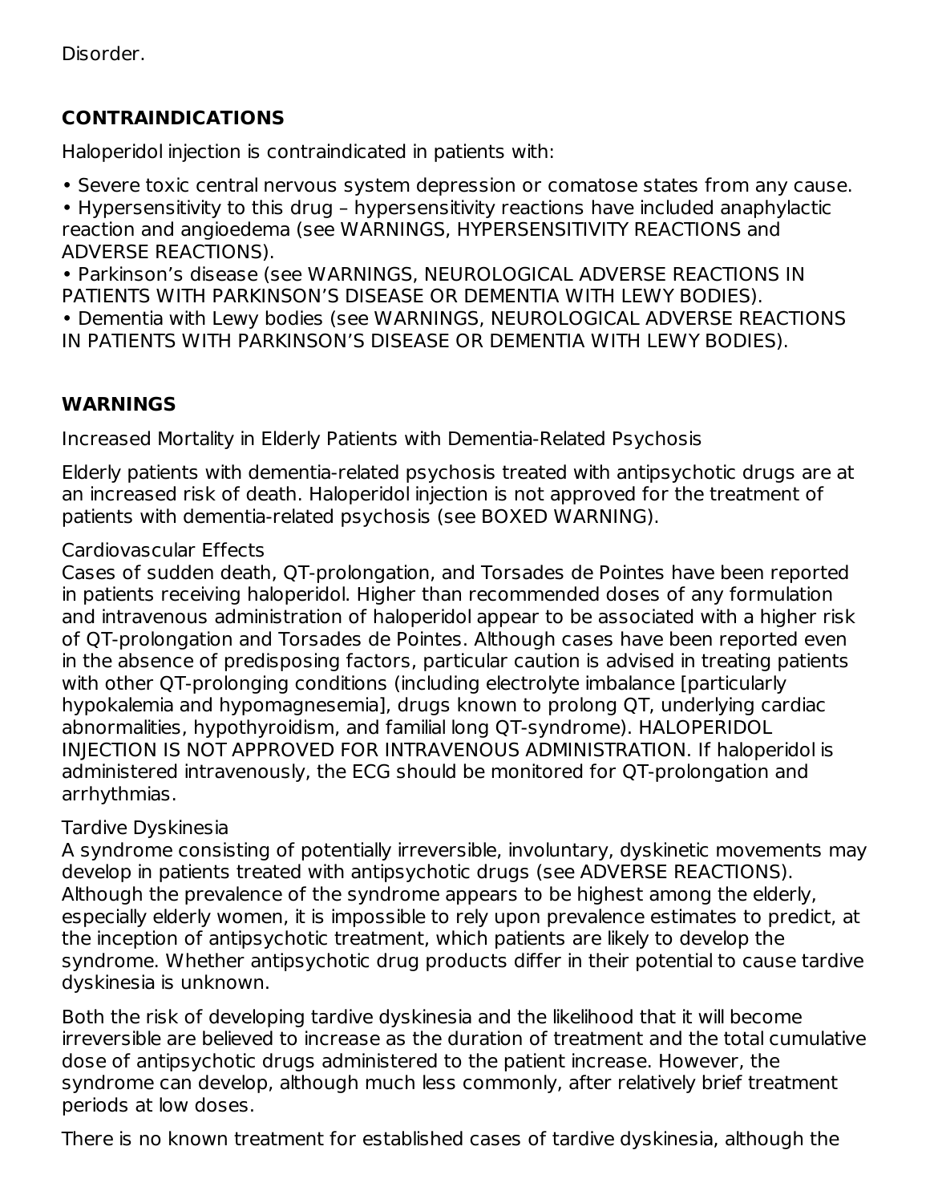Disorder.

## CONTRAINDICATIONS

Haloperidol injection is contraindicated in patients with:

- Severe toxic central nervous system depression or comatose states from any cause.
- Hypersensitivity to this drug – hypersensitivity reactions have included anaphylactic reaction and angioedema (see WARNINGS, HYPERSENSITIVITY REACTIONS and ADVERSE REACTIONS).
- Parkinson's disease (see WARNINGS, NEUROLOGICAL ADVERSE REACTIONS IN PATIENTS WITH PARKINSON'S DISEASE OR DEMENTIA WITH LEWY BODIES).
- Dementia with Lewy bodies (see WARNINGS, NEUROLOGICAL ADVERSE REACTIONS IN PATIENTS WITH PARKINSON'S DISEASE OR DEMENTIA WITH LEWY BODIES).

## WARNINGS

### Increased Mortality in Elderly Patients with Dementia-Related Psychosis

Elderly patients with dementia-related psychosis treated with antipsychotic drugs are at an increased risk of death. Haloperidol injection is not approved for the treatment of patients with dementia-related psychosis (see BOXED WARNING).

### Cardiovascular Effects

Cases of sudden death, QT-prolongation, and Torsades de Pointes have been reported in patients receiving haloperidol. Higher than recommended doses of any formulation and intravenous administration of haloperidol appear to be associated with a higher risk of QT-prolongation and Torsades de Pointes. Although cases have been reported even in the absence of predisposing factors, particular caution is advised in treating patients with other QT-prolonging conditions (including electrolyte imbalance [particularly hypokalemia and hypomagnesemia], drugs known to prolong QT, underlying cardiac abnormalities, hypothyroidism, and familial long QT-syndrome). HALOPERIDOL INJECTION IS NOT APPROVED FOR INTRAVENOUS ADMINISTRATION. If haloperidol is administered intravenously, the ECG should be monitored for QT-prolongation and arrhythmias.

### Tardive Dyskinesia

A syndrome consisting of potentially irreversible, involuntary, dyskinetic movements may develop in patients treated with antipsychotic drugs (see ADVERSE REACTIONS). Although the prevalence of the syndrome appears to be highest among the elderly, especially elderly women, it is impossible to rely upon prevalence estimates to predict, at the inception of antipsychotic treatment, which patients are likely to develop the syndrome. Whether antipsychotic drug products differ in their potential to cause tardive dyskinesia is unknown.

Both the risk of developing tardive dyskinesia and the likelihood that it will become irreversible are believed to increase as the duration of treatment and the total cumulative dose of antipsychotic drugs administered to the patient increase. However, the syndrome can develop, although much less commonly, after relatively brief treatment periods at low doses.

There is no known treatment for established cases of tardive dyskinesia, although the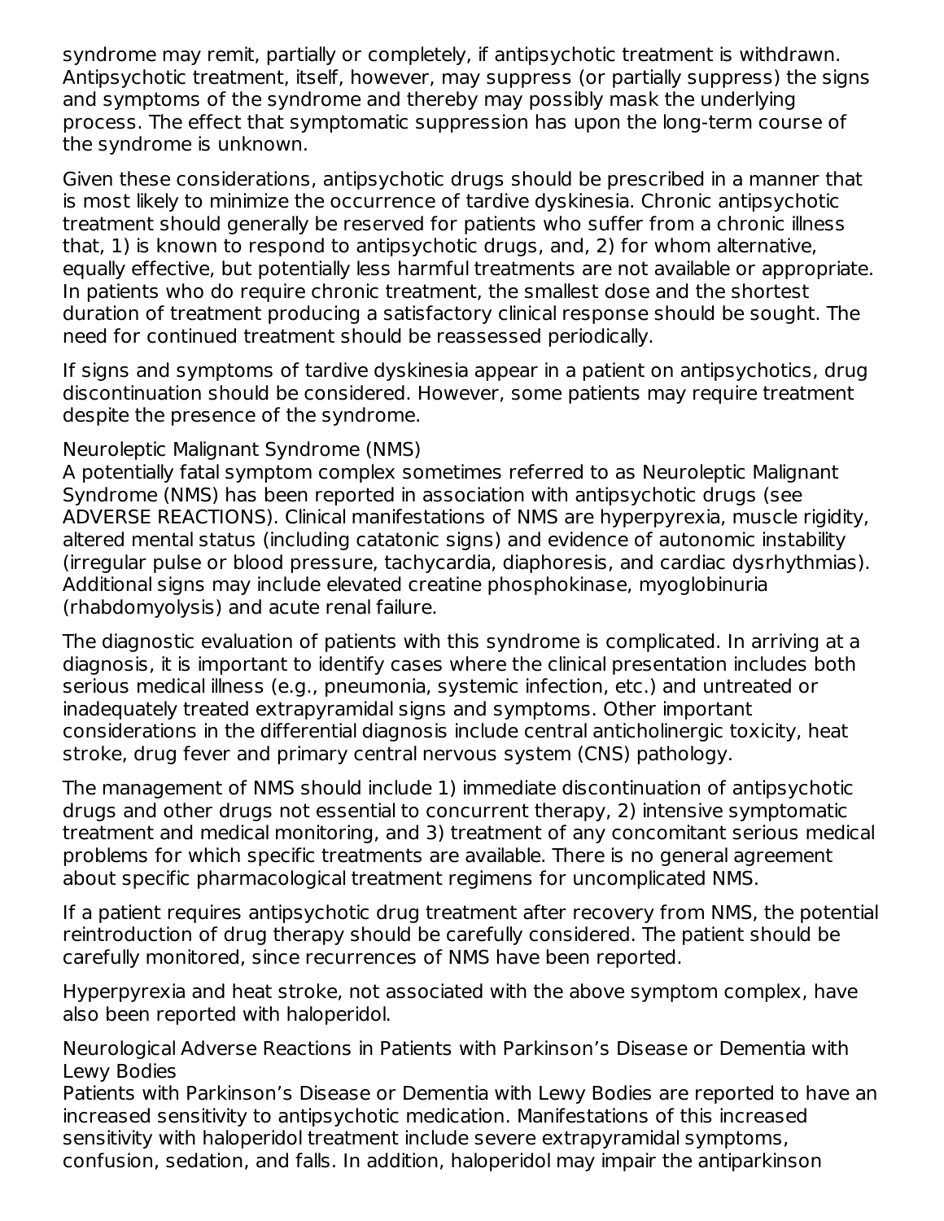syndrome may remit, partially or completely, if antipsychotic treatment is withdrawn. Antipsychotic treatment, itself, however, may suppress (or partially suppress) the signs and symptoms of the syndrome and thereby may possibly mask the underlying process. The effect that symptomatic suppression has upon the long-term course of the syndrome is unknown.

Given these considerations, antipsychotic drugs should be prescribed in a manner that is most likely to minimize the occurrence of tardive dyskinesia. Chronic antipsychotic treatment should generally be reserved for patients who suffer from a chronic illness that, 1) is known to respond to antipsychotic drugs, and, 2) for whom alternative, equally effective, but potentially less harmful treatments are not available or appropriate. In patients who do require chronic treatment, the smallest dose and the shortest duration of treatment producing a satisfactory clinical response should be sought. The need for continued treatment should be reassessed periodically.

If signs and symptoms of tardive dyskinesia appear in a patient on antipsychotics, drug discontinuation should be considered. However, some patients may require treatment despite the presence of the syndrome.

Neuroleptic Malignant Syndrome (NMS)

A potentially fatal symptom complex sometimes referred to as Neuroleptic Malignant Syndrome (NMS) has been reported in association with antipsychotic drugs (see ADVERSE REACTIONS). Clinical manifestations of NMS are hyperpyrexia, muscle rigidity, altered mental status (including catatonic signs) and evidence of autonomic instability (irregular pulse or blood pressure, tachycardia, diaphoresis, and cardiac dysrhythmias). Additional signs may include elevated creatine phosphokinase, myoglobinuria (rhabdomyolysis) and acute renal failure.

The diagnostic evaluation of patients with this syndrome is complicated. In arriving at a diagnosis, it is important to identify cases where the clinical presentation includes both serious medical illness (e.g., pneumonia, systemic infection, etc.) and untreated or inadequately treated extrapyramidal signs and symptoms. Other important considerations in the differential diagnosis include central anticholinergic toxicity, heat stroke, drug fever and primary central nervous system (CNS) pathology.

The management of NMS should include 1) immediate discontinuation of antipsychotic drugs and other drugs not essential to concurrent therapy, 2) intensive symptomatic treatment and medical monitoring, and 3) treatment of any concomitant serious medical problems for which specific treatments are available. There is no general agreement about specific pharmacological treatment regimens for uncomplicated NMS.

If a patient requires antipsychotic drug treatment after recovery from NMS, the potential reintroduction of drug therapy should be carefully considered. The patient should be carefully monitored, since recurrences of NMS have been reported.

Hyperpyrexia and heat stroke, not associated with the above symptom complex, have also been reported with haloperidol.

Neurological Adverse Reactions in Patients with Parkinson's Disease or Dementia with Lewy Bodies

Patients with Parkinson's Disease or Dementia with Lewy Bodies are reported to have an increased sensitivity to antipsychotic medication. Manifestations of this increased sensitivity with haloperidol treatment include severe extrapyramidal symptoms, confusion, sedation, and falls. In addition, haloperidol may impair the antiparkinson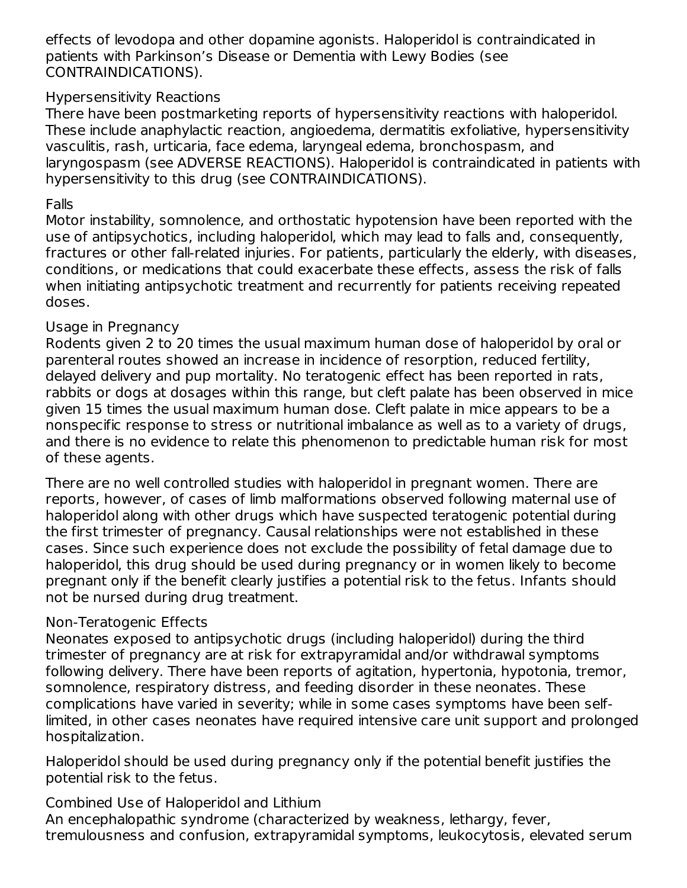effects of levodopa and other dopamine agonists. Haloperidol is contraindicated in patients with Parkinson's Disease or Dementia with Lewy Bodies (see CONTRAINDICATIONS).

### Hypersensitivity Reactions

There have been postmarketing reports of hypersensitivity reactions with haloperidol. These include anaphylactic reaction, angioedema, dermatitis exfoliative, hypersensitivity vasculitis, rash, urticaria, face edema, laryngeal edema, bronchospasm, and laryngospasm (see ADVERSE REACTIONS). Haloperidol is contraindicated in patients with hypersensitivity to this drug (see CONTRAINDICATIONS).

### Falls

Motor instability, somnolence, and orthostatic hypotension have been reported with the use of antipsychotics, including haloperidol, which may lead to falls and, consequently, fractures or other fall-related injuries. For patients, particularly the elderly, with diseases, conditions, or medications that could exacerbate these effects, assess the risk of falls when initiating antipsychotic treatment and recurrently for patients receiving repeated doses.

### Usage in Pregnancy

Rodents given 2 to 20 times the usual maximum human dose of haloperidol by oral or parenteral routes showed an increase in incidence of resorption, reduced fertility, delayed delivery and pup mortality. No teratogenic effect has been reported in rats, rabbits or dogs at dosages within this range, but cleft palate has been observed in mice given 15 times the usual maximum human dose. Cleft palate in mice appears to be a nonspecific response to stress or nutritional imbalance as well as to a variety of drugs, and there is no evidence to relate this phenomenon to predictable human risk for most of these agents.

There are no well controlled studies with haloperidol in pregnant women. There are reports, however, of cases of limb malformations observed following maternal use of haloperidol along with other drugs which have suspected teratogenic potential during the first trimester of pregnancy. Causal relationships were not established in these cases. Since such experience does not exclude the possibility of fetal damage due to haloperidol, this drug should be used during pregnancy or in women likely to become pregnant only if the benefit clearly justifies a potential risk to the fetus. Infants should not be nursed during drug treatment.

### Non-Teratogenic Effects

Neonates exposed to antipsychotic drugs (including haloperidol) during the third trimester of pregnancy are at risk for extrapyramidal and/or withdrawal symptoms following delivery. There have been reports of agitation, hypertonia, hypotonia, tremor, somnolence, respiratory distress, and feeding disorder in these neonates. These complications have varied in severity; while in some cases symptoms have been self-limited, in other cases neonates have required intensive care unit support and prolonged hospitalization.

Haloperidol should be used during pregnancy only if the potential benefit justifies the potential risk to the fetus.

### Combined Use of Haloperidol and Lithium

An encephalopathic syndrome (characterized by weakness, lethargy, fever, tremulousness and confusion, extrapyramidal symptoms, leukocytosis, elevated serum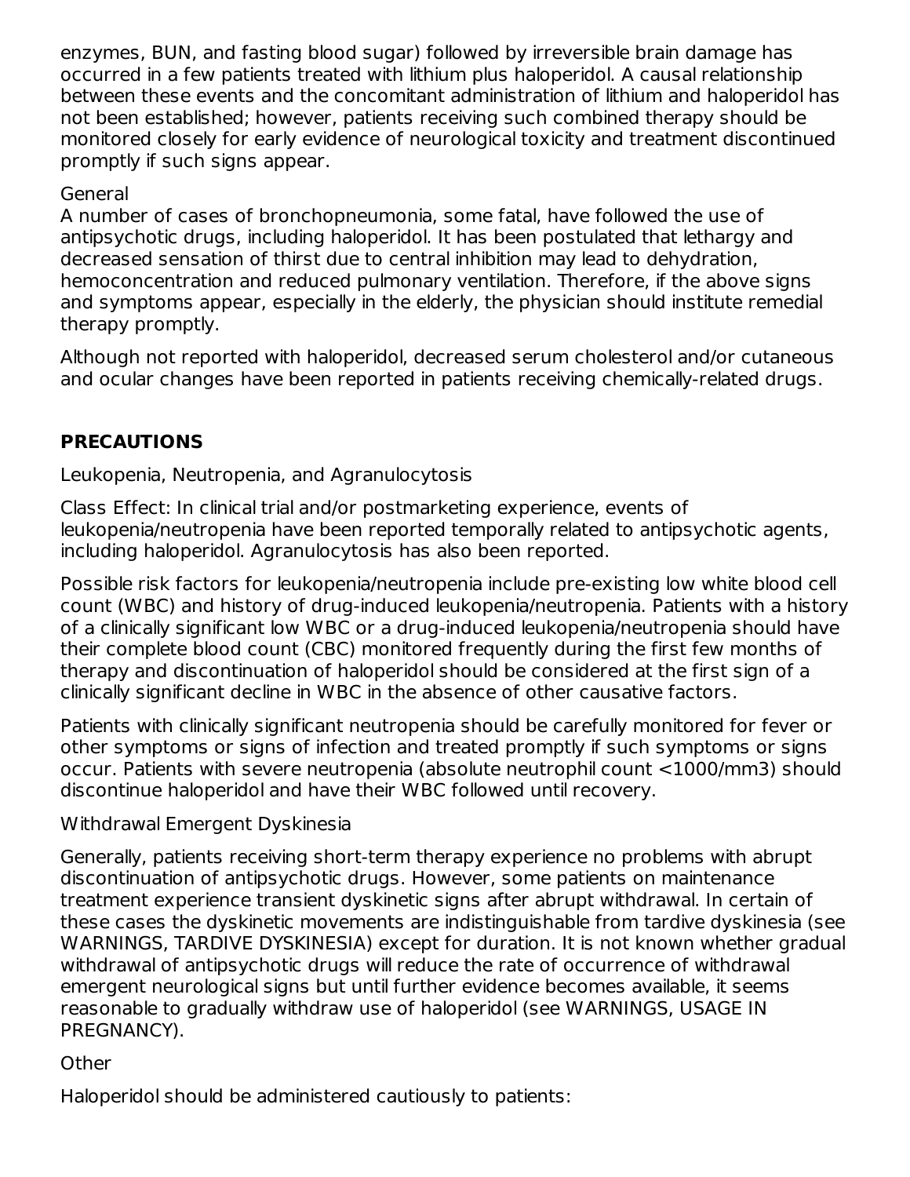enzymes, BUN, and fasting blood sugar) followed by irreversible brain damage has occurred in a few patients treated with lithium plus haloperidol. A causal relationship between these events and the concomitant administration of lithium and haloperidol has not been established; however, patients receiving such combined therapy should be monitored closely for early evidence of neurological toxicity and treatment discontinued promptly if such signs appear.

General

A number of cases of bronchopneumonia, some fatal, have followed the use of antipsychotic drugs, including haloperidol. It has been postulated that lethargy and decreased sensation of thirst due to central inhibition may lead to dehydration, hemoconcentration and reduced pulmonary ventilation. Therefore, if the above signs and symptoms appear, especially in the elderly, the physician should institute remedial therapy promptly.

Although not reported with haloperidol, decreased serum cholesterol and/or cutaneous and ocular changes have been reported in patients receiving chemically-related drugs.

## PRECAUTIONS

Leukopenia, Neutropenia, and Agranulocytosis

Class Effect: In clinical trial and/or postmarketing experience, events of leukopenia/neutropenia have been reported temporally related to antipsychotic agents, including haloperidol. Agranulocytosis has also been reported.

Possible risk factors for leukopenia/neutropenia include pre-existing low white blood cell count (WBC) and history of drug-induced leukopenia/neutropenia. Patients with a history of a clinically significant low WBC or a drug-induced leukopenia/neutropenia should have their complete blood count (CBC) monitored frequently during the first few months of therapy and discontinuation of haloperidol should be considered at the first sign of a clinically significant decline in WBC in the absence of other causative factors.

Patients with clinically significant neutropenia should be carefully monitored for fever or other symptoms or signs of infection and treated promptly if such symptoms or signs occur. Patients with severe neutropenia (absolute neutrophil count <1000/mm3) should discontinue haloperidol and have their WBC followed until recovery.

Withdrawal Emergent Dyskinesia

Generally, patients receiving short-term therapy experience no problems with abrupt discontinuation of antipsychotic drugs. However, some patients on maintenance treatment experience transient dyskinetic signs after abrupt withdrawal. In certain of these cases the dyskinetic movements are indistinguishable from tardive dyskinesia (see WARNINGS, TARDIVE DYSKINESIA) except for duration. It is not known whether gradual withdrawal of antipsychotic drugs will reduce the rate of occurrence of withdrawal emergent neurological signs but until further evidence becomes available, it seems reasonable to gradually withdraw use of haloperidol (see WARNINGS, USAGE IN PREGNANCY).

Other

Haloperidol should be administered cautiously to patients: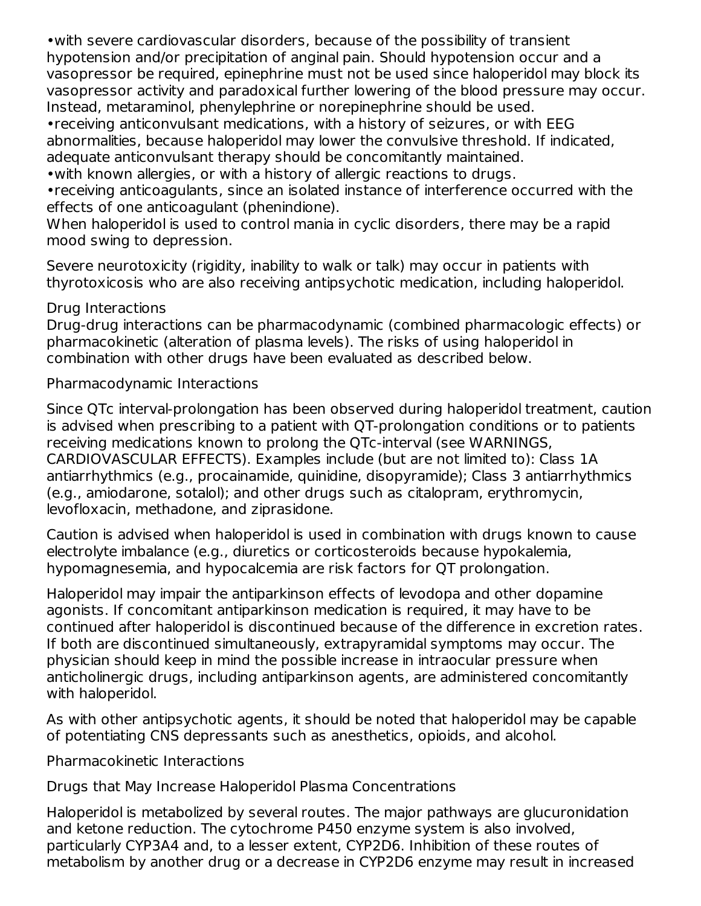- with severe cardiovascular disorders, because of the possibility of transient hypotension and/or precipitation of anginal pain. Should hypotension occur and a vasopressor be required, epinephrine must not be used since haloperidol may block its vasopressor activity and paradoxical further lowering of the blood pressure may occur. Instead, metaraminol, phenylephrine or norepinephrine should be used.
- receiving anticonvulsant medications, with a history of seizures, or with EEG abnormalities, because haloperidol may lower the convulsive threshold. If indicated, adequate anticonvulsant therapy should be concomitantly maintained.
- with known allergies, or with a history of allergic reactions to drugs.
- receiving anticoagulants, since an isolated instance of interference occurred with the effects of one anticoagulant (phenindione).

When haloperidol is used to control mania in cyclic disorders, there may be a rapid mood swing to depression.

Severe neurotoxicity (rigidity, inability to walk or talk) may occur in patients with thyrotoxicosis who are also receiving antipsychotic medication, including haloperidol.

### Drug Interactions

Drug-drug interactions can be pharmacodynamic (combined pharmacologic effects) or pharmacokinetic (alteration of plasma levels). The risks of using haloperidol in combination with other drugs have been evaluated as described below.

#### Pharmacodynamic Interactions

Since QTc interval-prolongation has been observed during haloperidol treatment, caution is advised when prescribing to a patient with QT-prolongation conditions or to patients receiving medications known to prolong the QTc-interval (see WARNINGS, CARDIOVASCULAR EFFECTS). Examples include (but are not limited to): Class 1A antiarrhythmics (e.g., procainamide, quinidine, disopyramide); Class 3 antiarrhythmics (e.g., amiodarone, sotalol); and other drugs such as citalopram, erythromycin, levofloxacin, methadone, and ziprasidone.

Caution is advised when haloperidol is used in combination with drugs known to cause electrolyte imbalance (e.g., diuretics or corticosteroids because hypokalemia, hypomagnesemia, and hypocalcemia are risk factors for QT prolongation.

Haloperidol may impair the antiparkinson effects of levodopa and other dopamine agonists. If concomitant antiparkinson medication is required, it may have to be continued after haloperidol is discontinued because of the difference in excretion rates. If both are discontinued simultaneously, extrapyramidal symptoms may occur. The physician should keep in mind the possible increase in intraocular pressure when anticholinergic drugs, including antiparkinson agents, are administered concomitantly with haloperidol.

As with other antipsychotic agents, it should be noted that haloperidol may be capable of potentiating CNS depressants such as anesthetics, opioids, and alcohol.

#### Pharmacokinetic Interactions

Drugs that May Increase Haloperidol Plasma Concentrations

Haloperidol is metabolized by several routes. The major pathways are glucuronidation and ketone reduction. The cytochrome P450 enzyme system is also involved, particularly CYP3A4 and, to a lesser extent, CYP2D6. Inhibition of these routes of metabolism by another drug or a decrease in CYP2D6 enzyme may result in increased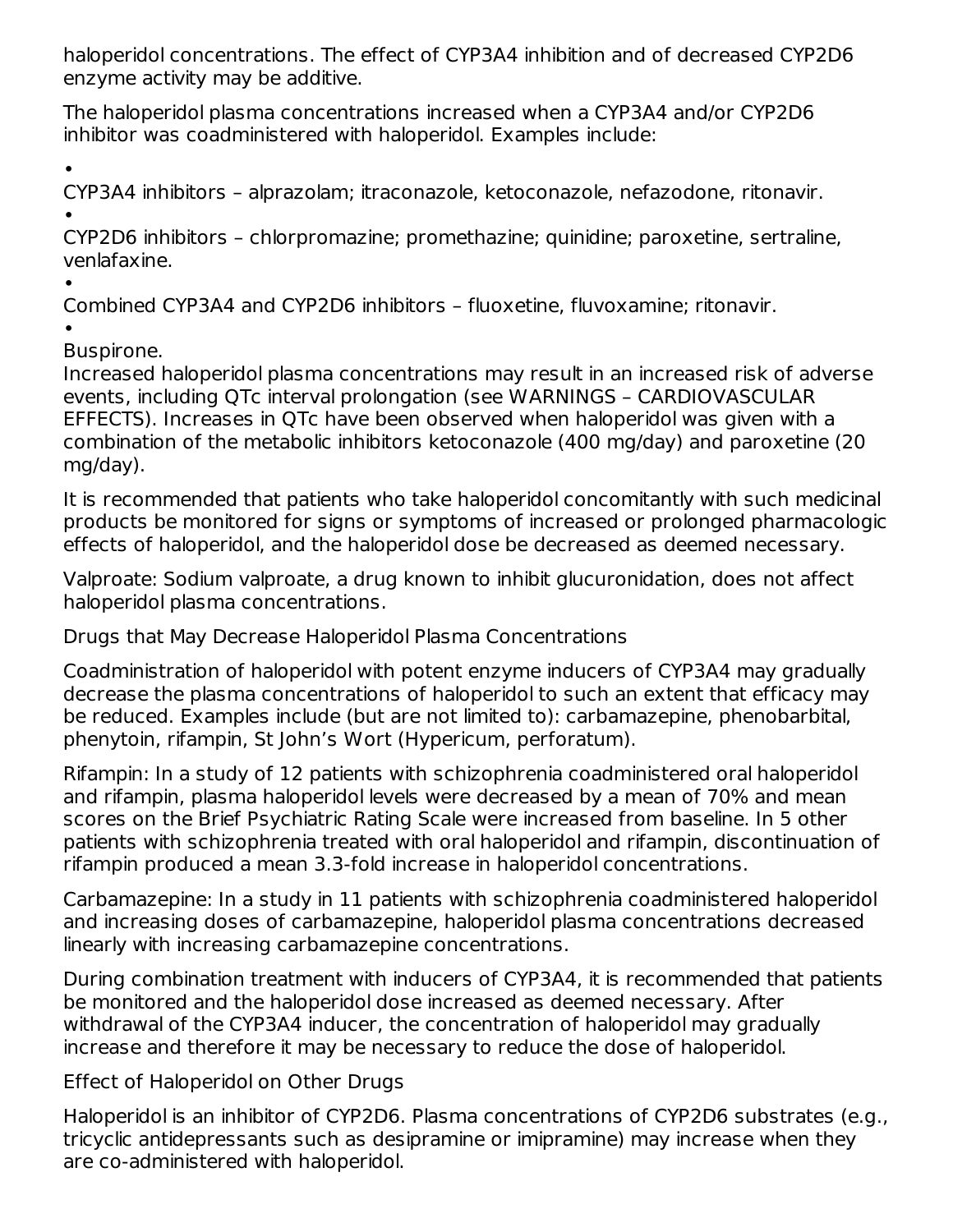haloperidol concentrations. The effect of CYP3A4 inhibition and of decreased CYP2D6 enzyme activity may be additive.

The haloperidol plasma concentrations increased when a CYP3A4 and/or CYP2D6 inhibitor was coadministered with haloperidol. Examples include:

- CYP3A4 inhibitors – alprazolam; itraconazole, ketoconazole, nefazodone, ritonavir.
- CYP2D6 inhibitors – chlorpromazine; promethazine; quinidine; paroxetine, sertraline, venlafaxine.
- Combined CYP3A4 and CYP2D6 inhibitors – fluoxetine, fluvoxamine; ritonavir.
- Buspirone.

Increased haloperidol plasma concentrations may result in an increased risk of adverse events, including QTc interval prolongation (see WARNINGS – CARDIOVASCULAR EFFECTS). Increases in QTc have been observed when haloperidol was given with a combination of the metabolic inhibitors ketoconazole (400 mg/day) and paroxetine (20 mg/day).

It is recommended that patients who take haloperidol concomitantly with such medicinal products be monitored for signs or symptoms of increased or prolonged pharmacologic effects of haloperidol, and the haloperidol dose be decreased as deemed necessary.

Valproate: Sodium valproate, a drug known to inhibit glucuronidation, does not affect haloperidol plasma concentrations.

Drugs that May Decrease Haloperidol Plasma Concentrations

Coadministration of haloperidol with potent enzyme inducers of CYP3A4 may gradually decrease the plasma concentrations of haloperidol to such an extent that efficacy may be reduced. Examples include (but are not limited to): carbamazepine, phenobarbital, phenytoin, rifampin, St John's Wort (Hypericum, perforatum).

Rifampin: In a study of 12 patients with schizophrenia coadministered oral haloperidol and rifampin, plasma haloperidol levels were decreased by a mean of 70% and mean scores on the Brief Psychiatric Rating Scale were increased from baseline. In 5 other patients with schizophrenia treated with oral haloperidol and rifampin, discontinuation of rifampin produced a mean 3.3-fold increase in haloperidol concentrations.

Carbamazepine: In a study in 11 patients with schizophrenia coadministered haloperidol and increasing doses of carbamazepine, haloperidol plasma concentrations decreased linearly with increasing carbamazepine concentrations.

During combination treatment with inducers of CYP3A4, it is recommended that patients be monitored and the haloperidol dose increased as deemed necessary. After withdrawal of the CYP3A4 inducer, the concentration of haloperidol may gradually increase and therefore it may be necessary to reduce the dose of haloperidol.

Effect of Haloperidol on Other Drugs

Haloperidol is an inhibitor of CYP2D6. Plasma concentrations of CYP2D6 substrates (e.g., tricyclic antidepressants such as desipramine or imipramine) may increase when they are co-administered with haloperidol.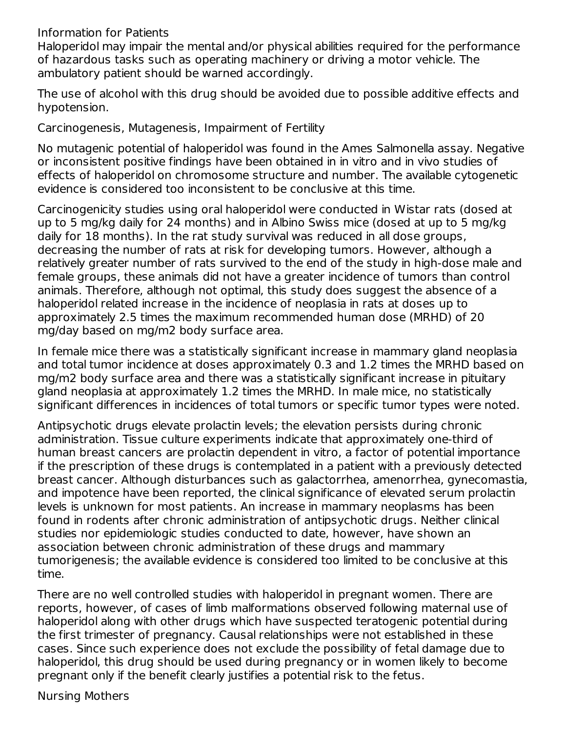### Information for Patients

Haloperidol may impair the mental and/or physical abilities required for the performance of hazardous tasks such as operating machinery or driving a motor vehicle. The ambulatory patient should be warned accordingly.

The use of alcohol with this drug should be avoided due to possible additive effects and hypotension.

### Carcinogenesis, Mutagenesis, Impairment of Fertility

No mutagenic potential of haloperidol was found in the Ames Salmonella assay. Negative or inconsistent positive findings have been obtained in in vitro and in vivo studies of effects of haloperidol on chromosome structure and number. The available cytogenetic evidence is considered too inconsistent to be conclusive at this time.

Carcinogenicity studies using oral haloperidol were conducted in Wistar rats (dosed at up to 5 mg/kg daily for 24 months) and in Albino Swiss mice (dosed at up to 5 mg/kg daily for 18 months). In the rat study survival was reduced in all dose groups, decreasing the number of rats at risk for developing tumors. However, although a relatively greater number of rats survived to the end of the study in high-dose male and female groups, these animals did not have a greater incidence of tumors than control animals. Therefore, although not optimal, this study does suggest the absence of a haloperidol related increase in the incidence of neoplasia in rats at doses up to approximately 2.5 times the maximum recommended human dose (MRHD) of 20 mg/day based on mg/m2 body surface area.

In female mice there was a statistically significant increase in mammary gland neoplasia and total tumor incidence at doses approximately 0.3 and 1.2 times the MRHD based on mg/m2 body surface area and there was a statistically significant increase in pituitary gland neoplasia at approximately 1.2 times the MRHD. In male mice, no statistically significant differences in incidences of total tumors or specific tumor types were noted.

Antipsychotic drugs elevate prolactin levels; the elevation persists during chronic administration. Tissue culture experiments indicate that approximately one-third of human breast cancers are prolactin dependent in vitro, a factor of potential importance if the prescription of these drugs is contemplated in a patient with a previously detected breast cancer. Although disturbances such as galactorrhea, amenorrhea, gynecomastia, and impotence have been reported, the clinical significance of elevated serum prolactin levels is unknown for most patients. An increase in mammary neoplasms has been found in rodents after chronic administration of antipsychotic drugs. Neither clinical studies nor epidemiologic studies conducted to date, however, have shown an association between chronic administration of these drugs and mammary tumorigenesis; the available evidence is considered too limited to be conclusive at this time.

There are no well controlled studies with haloperidol in pregnant women. There are reports, however, of cases of limb malformations observed following maternal use of haloperidol along with other drugs which have suspected teratogenic potential during the first trimester of pregnancy. Causal relationships were not established in these cases. Since such experience does not exclude the possibility of fetal damage due to haloperidol, this drug should be used during pregnancy or in women likely to become pregnant only if the benefit clearly justifies a potential risk to the fetus.

### Nursing Mothers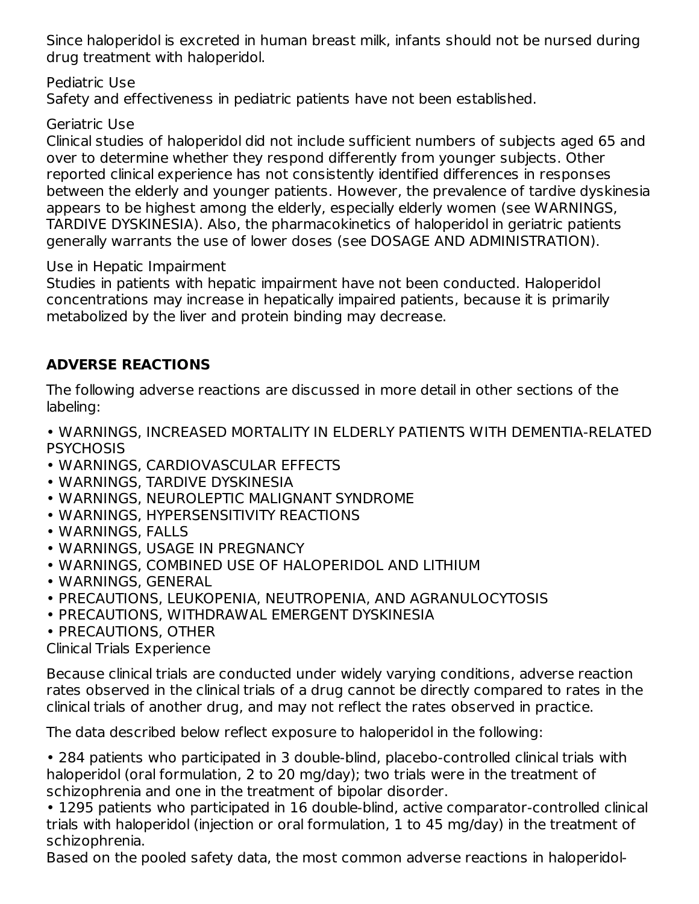Since haloperidol is excreted in human breast milk, infants should not be nursed during drug treatment with haloperidol.

Pediatric Use

Safety and effectiveness in pediatric patients have not been established.

Geriatric Use

Clinical studies of haloperidol did not include sufficient numbers of subjects aged 65 and over to determine whether they respond differently from younger subjects. Other reported clinical experience has not consistently identified differences in responses between the elderly and younger patients. However, the prevalence of tardive dyskinesia appears to be highest among the elderly, especially elderly women (see WARNINGS, TARDIVE DYSKINESIA). Also, the pharmacokinetics of haloperidol in geriatric patients generally warrants the use of lower doses (see DOSAGE AND ADMINISTRATION).

Use in Hepatic Impairment

Studies in patients with hepatic impairment have not been conducted. Haloperidol concentrations may increase in hepatically impaired patients, because it is primarily metabolized by the liver and protein binding may decrease.

## ADVERSE REACTIONS

The following adverse reactions are discussed in more detail in other sections of the labeling:

- WARNINGS, INCREASED MORTALITY IN ELDERLY PATIENTS WITH DEMENTIA-RELATED PSYCHOSIS
- WARNINGS, CARDIOVASCULAR EFFECTS
- WARNINGS, TARDIVE DYSKINESIA
- WARNINGS, NEUROLEPTIC MALIGNANT SYNDROME
- WARNINGS, HYPERSENSITIVITY REACTIONS
- WARNINGS, FALLS
- WARNINGS, USAGE IN PREGNANCY
- WARNINGS, COMBINED USE OF HALOPERIDOL AND LITHIUM
- WARNINGS, GENERAL
- PRECAUTIONS, LEUKOPENIA, NEUTROPENIA, AND AGRANULOCYTOSIS
- PRECAUTIONS, WITHDRAWAL EMERGENT DYSKINESIA
- PRECAUTIONS, OTHER

Clinical Trials Experience

Because clinical trials are conducted under widely varying conditions, adverse reaction rates observed in the clinical trials of a drug cannot be directly compared to rates in the clinical trials of another drug, and may not reflect the rates observed in practice.

The data described below reflect exposure to haloperidol in the following:

- 284 patients who participated in 3 double-blind, placebo-controlled clinical trials with haloperidol (oral formulation, 2 to 20 mg/day); two trials were in the treatment of schizophrenia and one in the treatment of bipolar disorder.
- 1295 patients who participated in 16 double-blind, active comparator-controlled clinical trials with haloperidol (injection or oral formulation, 1 to 45 mg/day) in the treatment of schizophrenia.

Based on the pooled safety data, the most common adverse reactions in haloperidol-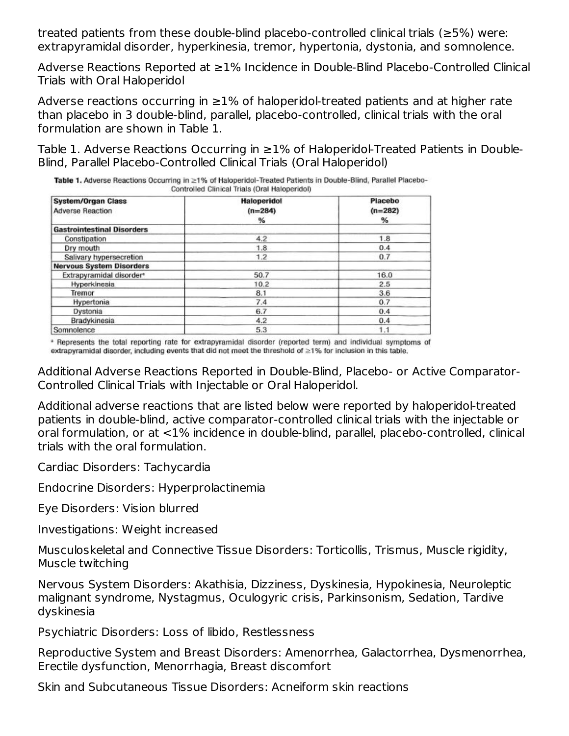treated patients from these double-blind placebo-controlled clinical trials (≥5%) were: extrapyramidal disorder, hyperkinesia, tremor, hypertonia, dystonia, and somnolence.

Adverse Reactions Reported at ≥1% Incidence in Double-Blind Placebo-Controlled Clinical Trials with Oral Haloperidol

Adverse reactions occurring in ≥1% of haloperidol-treated patients and at higher rate than placebo in 3 double-blind, parallel, placebo-controlled, clinical trials with the oral formulation are shown in Table 1.

Table 1. Adverse Reactions Occurring in ≥1% of Haloperidol-Treated Patients in Double-Blind, Parallel Placebo-Controlled Clinical Trials (Oral Haloperidol)

| System/Organ Class<br>Adverse Reaction | Haloperidol<br>(n=284)<br>% | Placebo<br>(n=282)<br>% |
|---|---|---|
| **Gastrointestinal Disorders** | | |
| Constipation | 4.2 | 1.8 |
| Dry mouth | 1.8 | 0.4 |
| Salivary hypersecretion | 1.2 | 0.7 |
| **Nervous System Disorders** | | |
| Extrapyramidal disorder* | 50.7 | 16.0 |
| Hyperkinesia | 10.2 | 2.5 |
| Tremor | 8.1 | 3.6 |
| Hypertonia | 7.4 | 0.7 |
| Dystonia | 6.7 | 0.4 |
| Bradykinesia | 4.2 | 0.4 |
| Somnolence | 5.3 | 1.1 |

* Represents the total reporting rate for extrapyramidal disorder (reported term) and individual symptoms of extrapyramidal disorder, including events that did not meet the threshold of ≥1% for inclusion in this table.

Additional Adverse Reactions Reported in Double-Blind, Placebo- or Active Comparator-Controlled Clinical Trials with Injectable or Oral Haloperidol.

Additional adverse reactions that are listed below were reported by haloperidol-treated patients in double-blind, active comparator-controlled clinical trials with the injectable or oral formulation, or at <1% incidence in double-blind, parallel, placebo-controlled, clinical trials with the oral formulation.

Cardiac Disorders: Tachycardia

Endocrine Disorders: Hyperprolactinemia

Eye Disorders: Vision blurred

Investigations: Weight increased

Musculoskeletal and Connective Tissue Disorders: Torticollis, Trismus, Muscle rigidity, Muscle twitching

Nervous System Disorders: Akathisia, Dizziness, Dyskinesia, Hypokinesia, Neuroleptic malignant syndrome, Nystagmus, Oculogyric crisis, Parkinsonism, Sedation, Tardive dyskinesia

Psychiatric Disorders: Loss of libido, Restlessness

Reproductive System and Breast Disorders: Amenorrhea, Galactorrhea, Dysmenorrhea, Erectile dysfunction, Menorrhagia, Breast discomfort

Skin and Subcutaneous Tissue Disorders: Acneiform skin reactions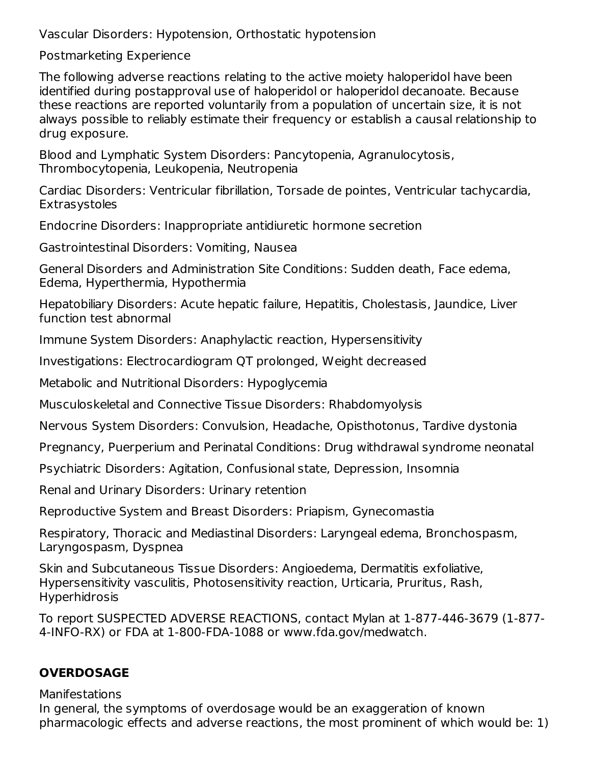Vascular Disorders: Hypotension, Orthostatic hypotension

Postmarketing Experience

The following adverse reactions relating to the active moiety haloperidol have been identified during postapproval use of haloperidol or haloperidol decanoate. Because these reactions are reported voluntarily from a population of uncertain size, it is not always possible to reliably estimate their frequency or establish a causal relationship to drug exposure.

Blood and Lymphatic System Disorders: Pancytopenia, Agranulocytosis, Thrombocytopenia, Leukopenia, Neutropenia

Cardiac Disorders: Ventricular fibrillation, Torsade de pointes, Ventricular tachycardia, Extrasystoles

Endocrine Disorders: Inappropriate antidiuretic hormone secretion

Gastrointestinal Disorders: Vomiting, Nausea

General Disorders and Administration Site Conditions: Sudden death, Face edema, Edema, Hyperthermia, Hypothermia

Hepatobiliary Disorders: Acute hepatic failure, Hepatitis, Cholestasis, Jaundice, Liver function test abnormal

Immune System Disorders: Anaphylactic reaction, Hypersensitivity

Investigations: Electrocardiogram QT prolonged, Weight decreased

Metabolic and Nutritional Disorders: Hypoglycemia

Musculoskeletal and Connective Tissue Disorders: Rhabdomyolysis

Nervous System Disorders: Convulsion, Headache, Opisthotonus, Tardive dystonia

Pregnancy, Puerperium and Perinatal Conditions: Drug withdrawal syndrome neonatal

Psychiatric Disorders: Agitation, Confusional state, Depression, Insomnia

Renal and Urinary Disorders: Urinary retention

Reproductive System and Breast Disorders: Priapism, Gynecomastia

Respiratory, Thoracic and Mediastinal Disorders: Laryngeal edema, Bronchospasm, Laryngospasm, Dyspnea

Skin and Subcutaneous Tissue Disorders: Angioedema, Dermatitis exfoliative, Hypersensitivity vasculitis, Photosensitivity reaction, Urticaria, Pruritus, Rash, Hyperhidrosis

To report SUSPECTED ADVERSE REACTIONS, contact Mylan at 1-877-446-3679 (1-877-4-INFO-RX) or FDA at 1-800-FDA-1088 or www.fda.gov/medwatch.

## OVERDOSAGE

Manifestations

In general, the symptoms of overdosage would be an exaggeration of known pharmacologic effects and adverse reactions, the most prominent of which would be: 1)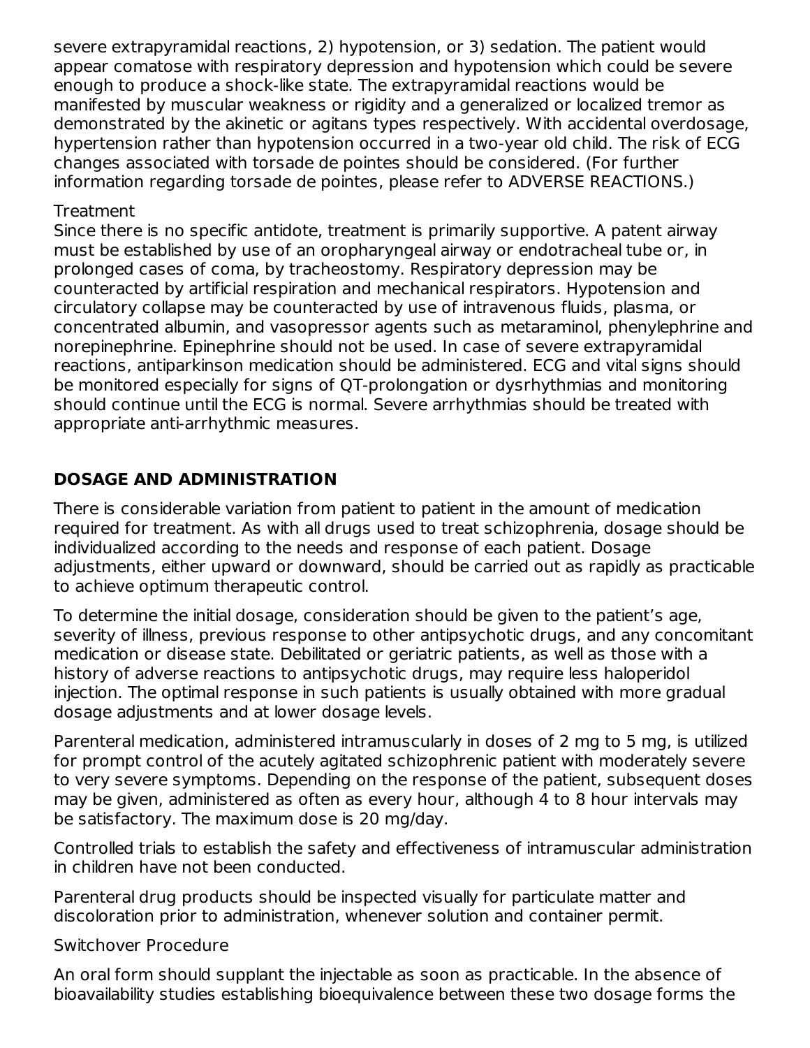severe extrapyramidal reactions, 2) hypotension, or 3) sedation. The patient would appear comatose with respiratory depression and hypotension which could be severe enough to produce a shock-like state. The extrapyramidal reactions would be manifested by muscular weakness or rigidity and a generalized or localized tremor as demonstrated by the akinetic or agitans types respectively. With accidental overdosage, hypertension rather than hypotension occurred in a two-year old child. The risk of ECG changes associated with torsade de pointes should be considered. (For further information regarding torsade de pointes, please refer to ADVERSE REACTIONS.)

Treatment

Since there is no specific antidote, treatment is primarily supportive. A patent airway must be established by use of an oropharyngeal airway or endotracheal tube or, in prolonged cases of coma, by tracheostomy. Respiratory depression may be counteracted by artificial respiration and mechanical respirators. Hypotension and circulatory collapse may be counteracted by use of intravenous fluids, plasma, or concentrated albumin, and vasopressor agents such as metaraminol, phenylephrine and norepinephrine. Epinephrine should not be used. In case of severe extrapyramidal reactions, antiparkinson medication should be administered. ECG and vital signs should be monitored especially for signs of QT-prolongation or dysrhythmias and monitoring should continue until the ECG is normal. Severe arrhythmias should be treated with appropriate anti-arrhythmic measures.

## DOSAGE AND ADMINISTRATION

There is considerable variation from patient to patient in the amount of medication required for treatment. As with all drugs used to treat schizophrenia, dosage should be individualized according to the needs and response of each patient. Dosage adjustments, either upward or downward, should be carried out as rapidly as practicable to achieve optimum therapeutic control.

To determine the initial dosage, consideration should be given to the patient's age, severity of illness, previous response to other antipsychotic drugs, and any concomitant medication or disease state. Debilitated or geriatric patients, as well as those with a history of adverse reactions to antipsychotic drugs, may require less haloperidol injection. The optimal response in such patients is usually obtained with more gradual dosage adjustments and at lower dosage levels.

Parenteral medication, administered intramuscularly in doses of 2 mg to 5 mg, is utilized for prompt control of the acutely agitated schizophrenic patient with moderately severe to very severe symptoms. Depending on the response of the patient, subsequent doses may be given, administered as often as every hour, although 4 to 8 hour intervals may be satisfactory. The maximum dose is 20 mg/day.

Controlled trials to establish the safety and effectiveness of intramuscular administration in children have not been conducted.

Parenteral drug products should be inspected visually for particulate matter and discoloration prior to administration, whenever solution and container permit.

Switchover Procedure

An oral form should supplant the injectable as soon as practicable. In the absence of bioavailability studies establishing bioequivalence between these two dosage forms the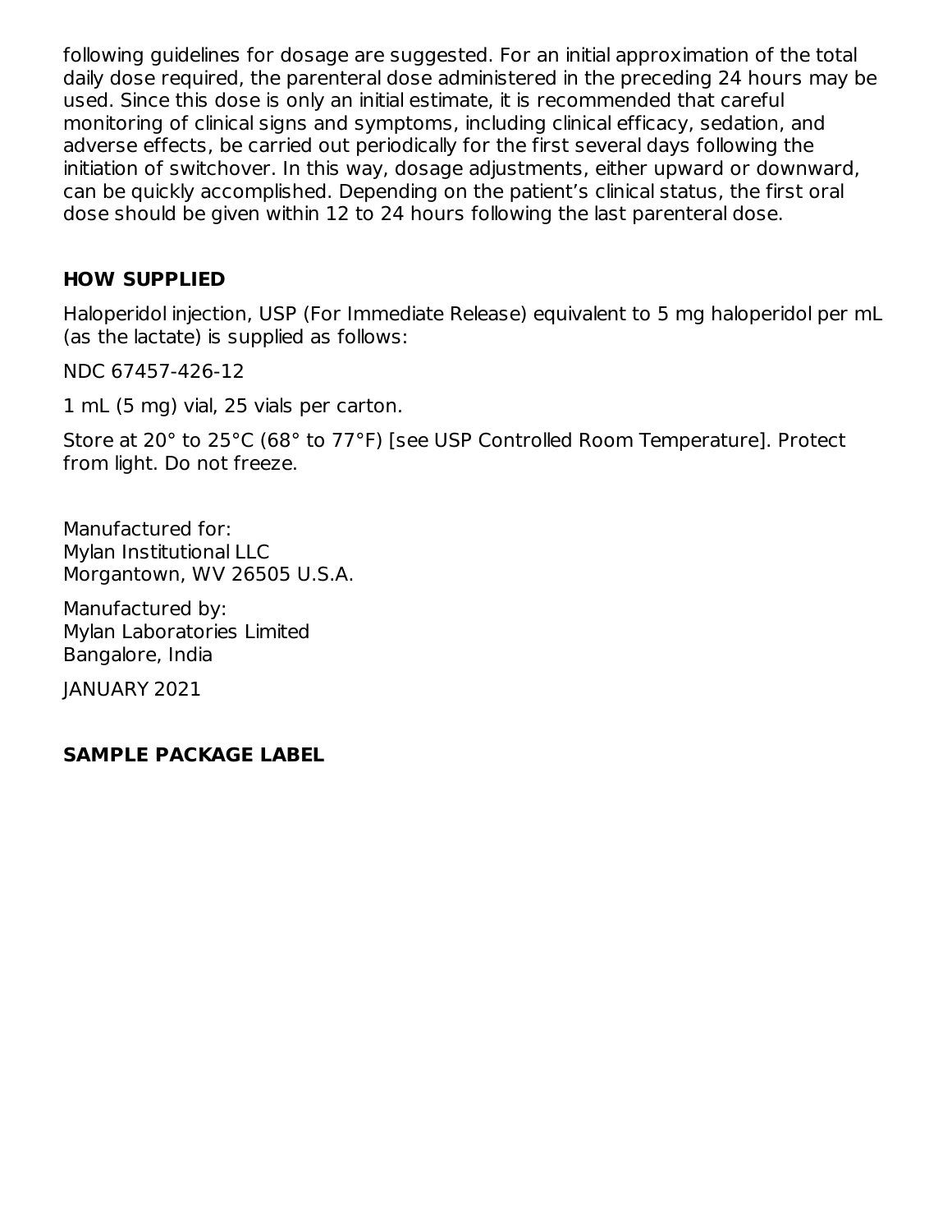following guidelines for dosage are suggested. For an initial approximation of the total daily dose required, the parenteral dose administered in the preceding 24 hours may be used. Since this dose is only an initial estimate, it is recommended that careful monitoring of clinical signs and symptoms, including clinical efficacy, sedation, and adverse effects, be carried out periodically for the first several days following the initiation of switchover. In this way, dosage adjustments, either upward or downward, can be quickly accomplished. Depending on the patient's clinical status, the first oral dose should be given within 12 to 24 hours following the last parenteral dose.

## HOW SUPPLIED

Haloperidol injection, USP (For Immediate Release) equivalent to 5 mg haloperidol per mL (as the lactate) is supplied as follows:

NDC 67457-426-12

1 mL (5 mg) vial, 25 vials per carton.

Store at 20° to 25°C (68° to 77°F) [see USP Controlled Room Temperature]. Protect from light. Do not freeze.

Manufactured for:
Mylan Institutional LLC
Morgantown, WV 26505 U.S.A.

Manufactured by:
Mylan Laboratories Limited
Bangalore, India

JANUARY 2021

## SAMPLE PACKAGE LABEL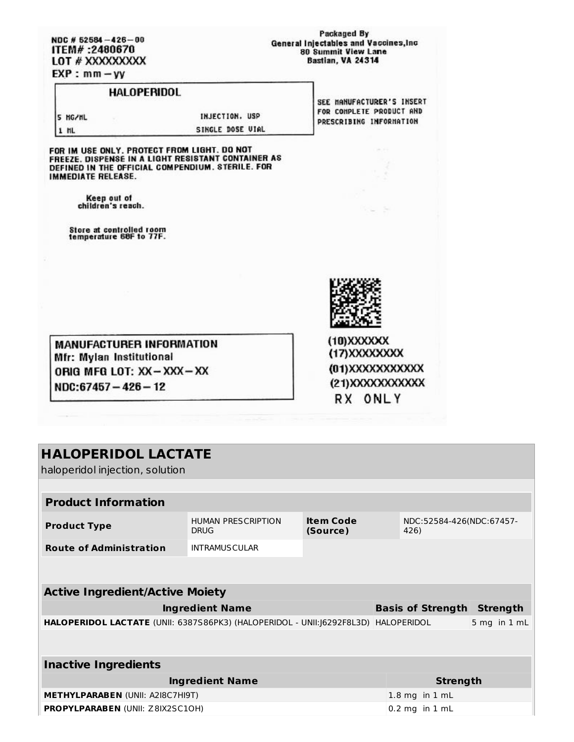NDC # 52584-426-00
ITEM# :2480670
LOT # XXXXXXXX
EXP : mm-yy

Packaged By
General Injectables and Vaccines,Inc
80 Summit View Lane
Bastian, VA 24314

| HALOPERIDOL | |
|---|---|
| 5 MG/ML | INJECTION, USP |
| 1 ML | SINGLE DOSE VIAL |

SEE MANUFACTURER'S INSERT FOR COMPLETE PRODUCT AND PRESCRIBING INFORMATION

FOR IM USE ONLY. PROTECT FROM LIGHT. DO NOT FREEZE. DISPENSE IN A LIGHT RESISTANT CONTAINER AS DEFINED IN THE OFFICIAL COMPENDIUM. STERILE. FOR IMMEDIATE RELEASE.

Keep out of children's reach.

Store at controlled room temperature 68F to 77F.

MANUFACTURER INFORMATION
Mfr: Mylan Institutional
ORIG MFG LOT: XX-XXX-XX
NDC:67457-426-12

(10)XXXXXX
(17)XXXXXXXX
(01)XXXXXXXXXXX
(21)XXXXXXXXXXX
RX ONLY

## HALOPERIDOL LACTATE

haloperidol injection, solution

| Product Information | | | |
|---|---|---|---|
| Product Type | HUMAN PRESCRIPTION DRUG | Item Code (Source) | NDC:52584-426(NDC:67457-426) |
| Route of Administration | INTRAMUSCULAR | | |

| Active Ingredient/Active Moiety | | |
|---|---|---|
| Ingredient Name | Basis of Strength | Strength |
| **HALOPERIDOL LACTATE** (UNII: 6387S86PK3) (HALOPERIDOL - UNII:J6292F8L3D) | HALOPERIDOL | 5 mg in 1 mL |

| Inactive Ingredients | |
|---|---|
| Ingredient Name | Strength |
| **METHYLPARABEN** (UNII: A2I8C7HI9T) | 1.8 mg in 1 mL |
| **PROPYLPARABEN** (UNII: Z8IX2SC1OH) | 0.2 mg in 1 mL |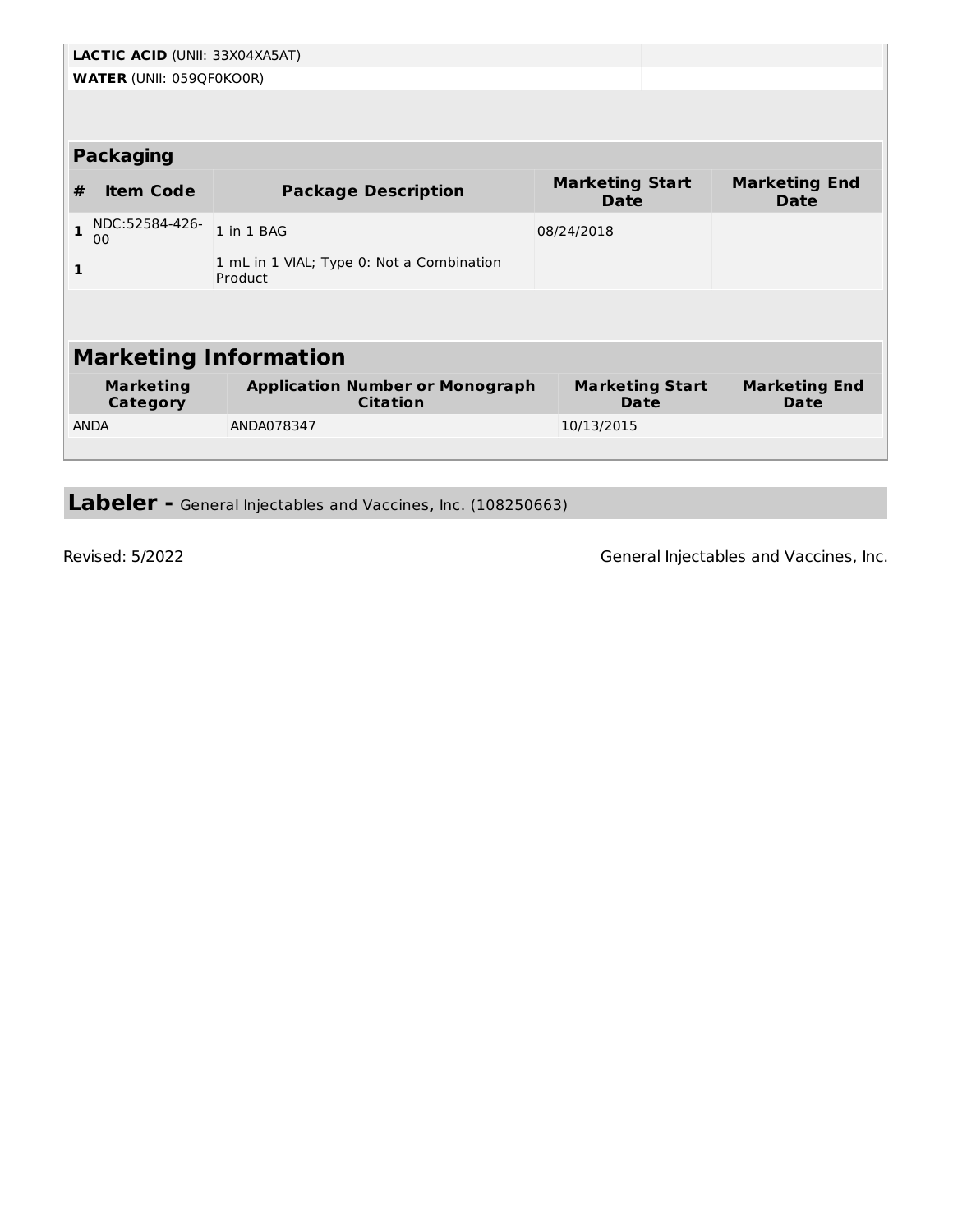| | |
|---|---|
| **LACTIC ACID** (UNII: 33X04XA5AT) | |
| **WATER** (UNII: 059QF0KO0R) | |

**Packaging**

| # | Item Code | Package Description | Marketing Start Date | Marketing End Date |
|---|---|---|---|---|
| 1 | NDC:52584-426-00 | 1 in 1 BAG | 08/24/2018 | |
| 1 | | 1 mL in 1 VIAL; Type 0: Not a Combination Product | | |

**Marketing Information**

| Marketing Category | Application Number or Monograph Citation | Marketing Start Date | Marketing End Date |
|---|---|---|---|
| ANDA | ANDA078347 | 10/13/2015 | |

**Labeler -** General Injectables and Vaccines, Inc. (108250663)

Revised: 5/2022

General Injectables and Vaccines, Inc.